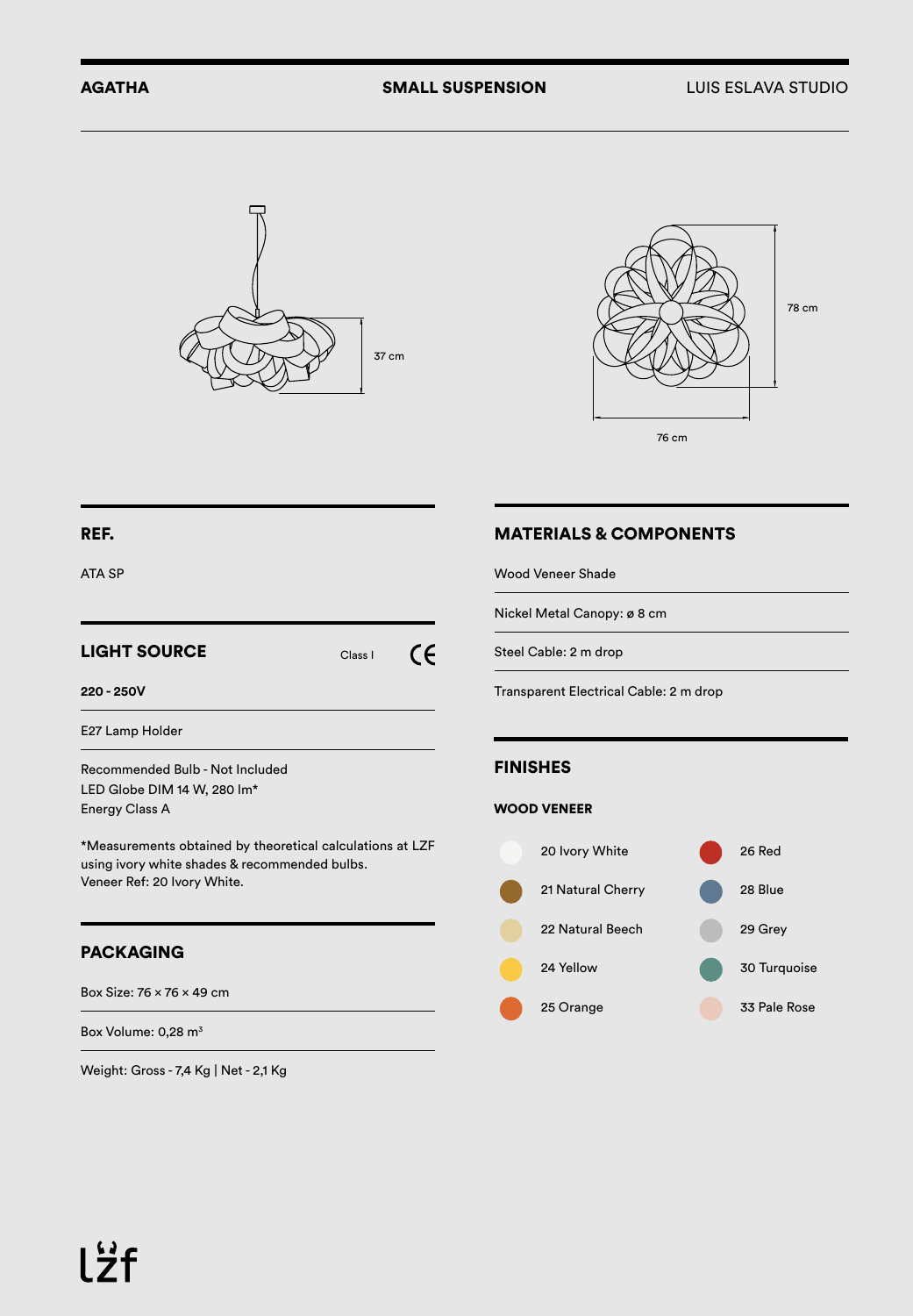**AGATHA** **SMALL SUSPENSION** LUIS ESLAVA STUDIO

37 cm

78 cm

76 cm

## REF.

ATA SP

## LIGHT SOURCE

Class I CE

**220 - 250V**

E27 Lamp Holder

Recommended Bulb - Not Included
LED Globe DIM 14 W, 280 lm*
Energy Class A

*Measurements obtained by theoretical calculations at LZF using ivory white shades & recommended bulbs.
Veneer Ref: 20 Ivory White.

## PACKAGING

Box Size: 76 × 76 × 49 cm

Box Volume: 0,28 m³

Weight: Gross - 7,4 Kg | Net - 2,1 Kg

## MATERIALS & COMPONENTS

Wood Veneer Shade

Nickel Metal Canopy: ø 8 cm

Steel Cable: 2 m drop

Transparent Electrical Cable: 2 m drop

## FINISHES

### WOOD VENEER

- 20 Ivory White
- 21 Natural Cherry
- 22 Natural Beech
- 24 Yellow
- 25 Orange
- 26 Red
- 28 Blue
- 29 Grey
- 30 Turquoise
- 33 Pale Rose

lzf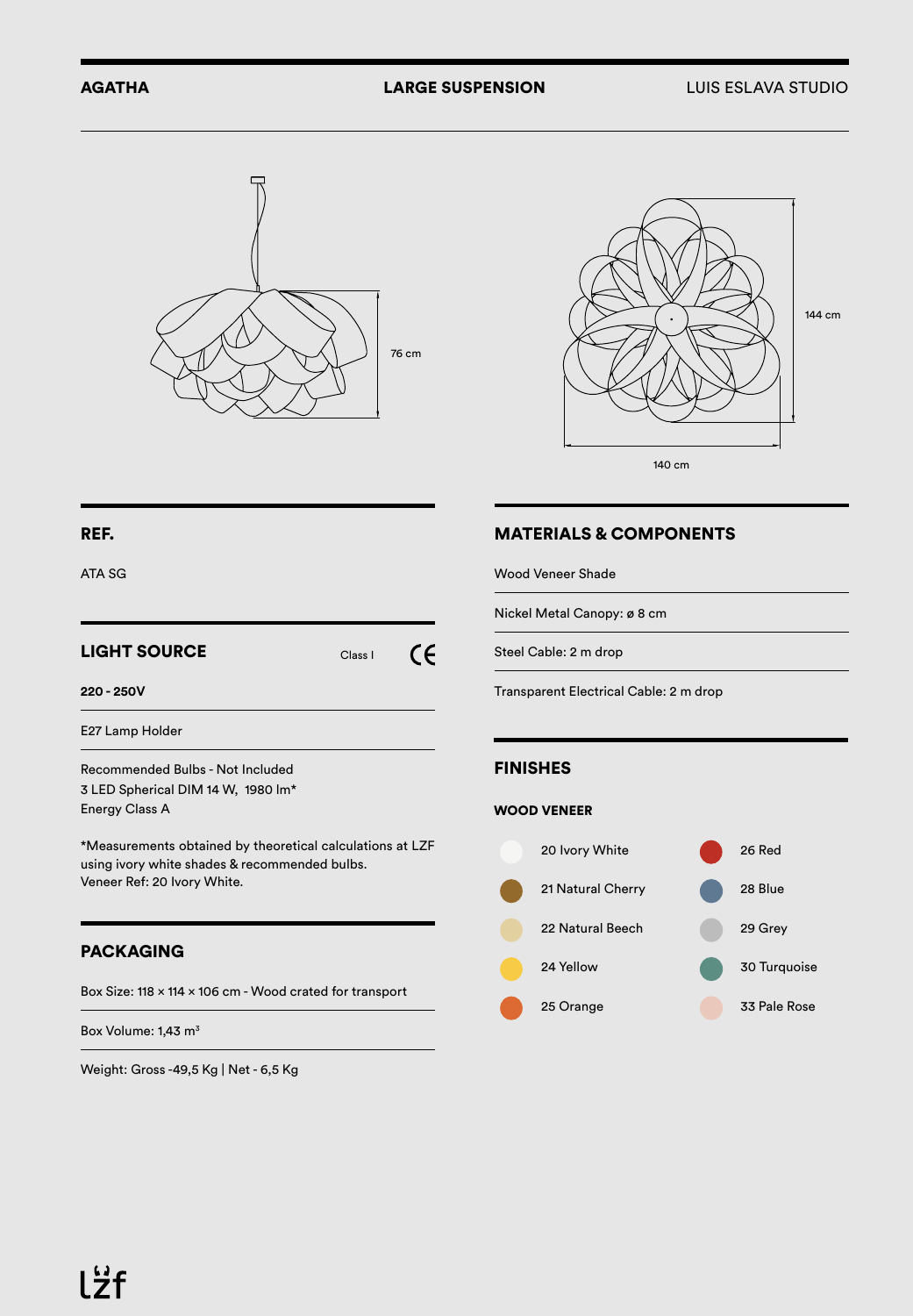**AGATHA** **LARGE SUSPENSION** LUIS ESLAVA STUDIO

76 cm

144 cm

140 cm

## REF.

ATA SG

## LIGHT SOURCE

Class I CE

**220 - 250V**

E27 Lamp Holder

Recommended Bulbs - Not Included
3 LED Spherical DIM 14 W, 1980 lm*
Energy Class A

*Measurements obtained by theoretical calculations at LZF using ivory white shades & recommended bulbs.
Veneer Ref: 20 Ivory White.

## PACKAGING

Box Size: 118 × 114 × 106 cm - Wood crated for transport

Box Volume: 1,43 m³

Weight: Gross -49,5 Kg | Net - 6,5 Kg

## MATERIALS & COMPONENTS

Wood Veneer Shade

Nickel Metal Canopy: ø 8 cm

Steel Cable: 2 m drop

Transparent Electrical Cable: 2 m drop

## FINISHES

### WOOD VENEER

- 20 Ivory White
- 21 Natural Cherry
- 22 Natural Beech
- 24 Yellow
- 25 Orange
- 26 Red
- 28 Blue
- 29 Grey
- 30 Turquoise
- 33 Pale Rose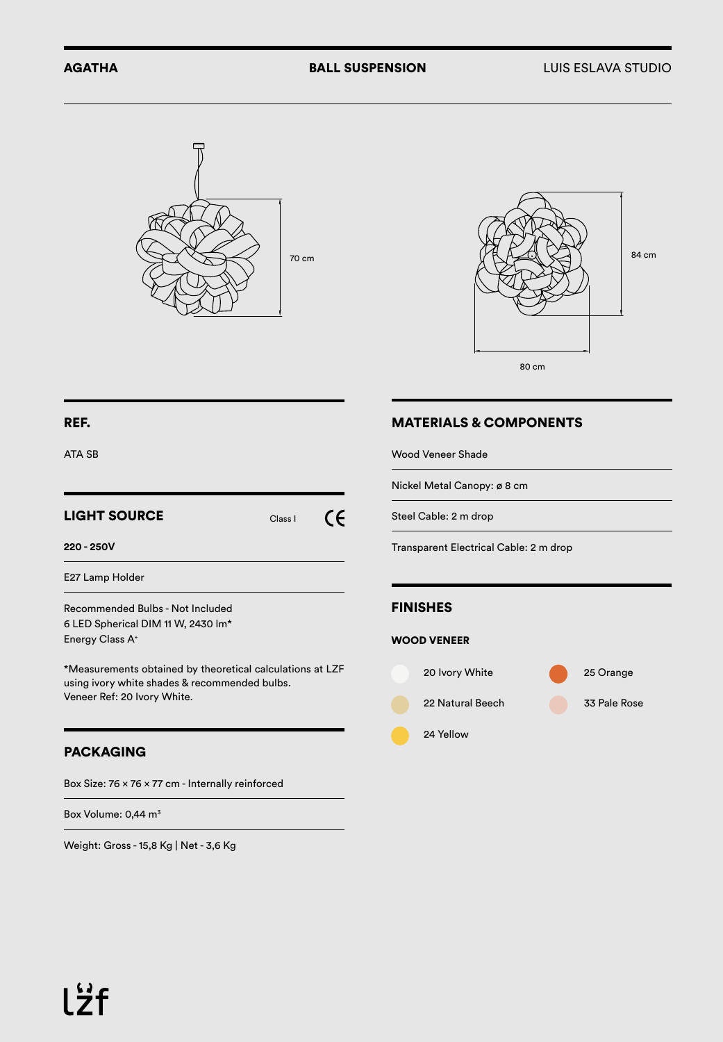**AGATHA** **BALL SUSPENSION** LUIS ESLAVA STUDIO

70 cm

84 cm

80 cm

## REF.

ATA SB

## LIGHT SOURCE

Class I CE

**220 - 250V**

E27 Lamp Holder

Recommended Bulbs - Not Included
6 LED Spherical DIM 11 W, 2430 lm*
Energy Class A⁺

*Measurements obtained by theoretical calculations at LZF using ivory white shades & recommended bulbs.
Veneer Ref: 20 Ivory White.

## PACKAGING

Box Size: 76 × 76 × 77 cm - Internally reinforced

Box Volume: 0,44 m³

Weight: Gross - 15,8 Kg | Net - 3,6 Kg

## MATERIALS & COMPONENTS

Wood Veneer Shade

Nickel Metal Canopy: ø 8 cm

Steel Cable: 2 m drop

Transparent Electrical Cable: 2 m drop

## FINISHES

### WOOD VENEER

- 20 Ivory White
- 22 Natural Beech
- 24 Yellow
- 25 Orange
- 33 Pale Rose